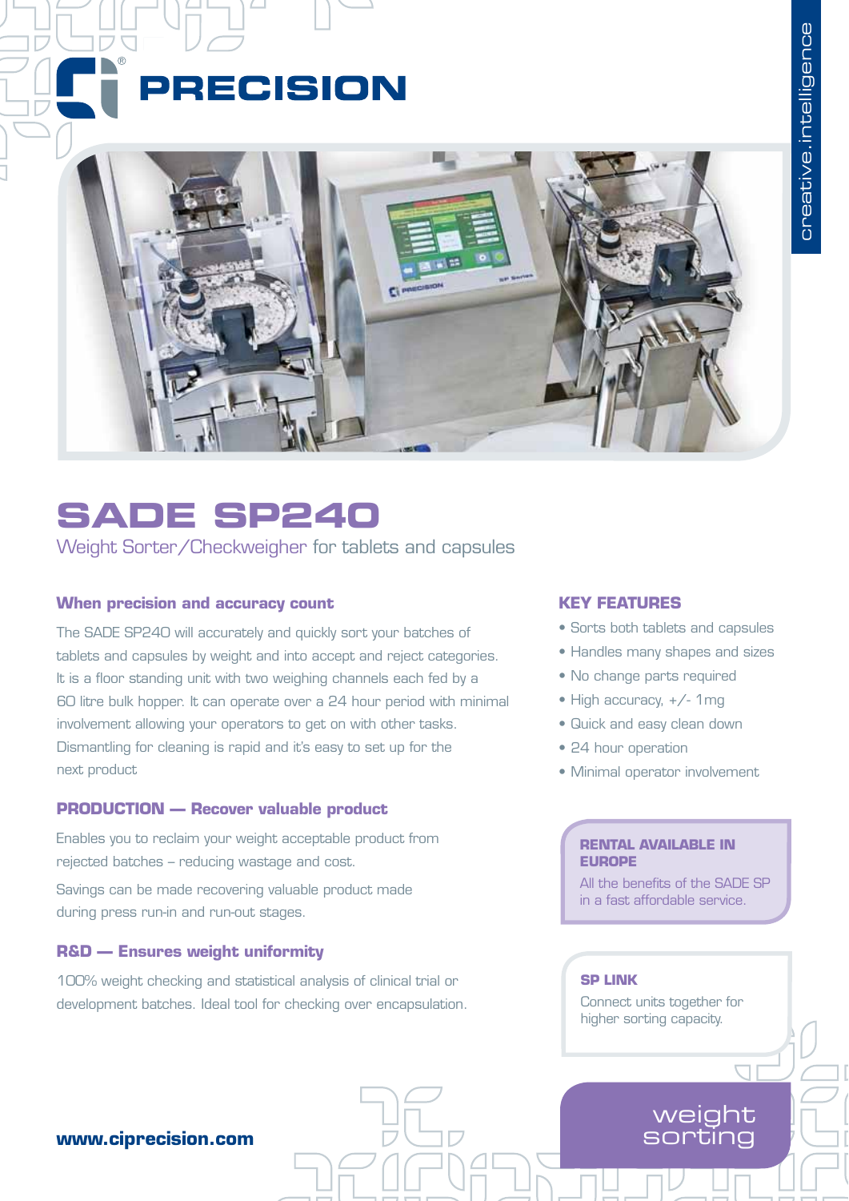PRECISION

creative.intelligence

# SADE SP240

Weight Sorter/Checkweigher for tablets and capsules

### When precision and accuracy count

The SADE SP240 will accurately and quickly sort your batches of tablets and capsules by weight and into accept and reject categories. It is a floor standing unit with two weighing channels each fed by a 60 litre bulk hopper. It can operate over a 24 hour period with minimal involvement allowing your operators to get on with other tasks. Dismantling for cleaning is rapid and it's easy to set up for the next product

### PRODUCTION — Recover valuable product

Enables you to reclaim your weight acceptable product from rejected batches – reducing wastage and cost.

Savings can be made recovering valuable product made during press run-in and run-out stages.

### R&D — Ensures weight uniformity

100% weight checking and statistical analysis of clinical trial or development batches. Ideal tool for checking over encapsulation.

### KEY FEATURES

- Sorts both tablets and capsules
- Handles many shapes and sizes
- No change parts required
- High accuracy, +/- 1mg
- Quick and easy clean down
- 24 hour operation
- Minimal operator involvement

**RENTAL AVAILABLE IN EUROPE**

All the benefits of the SADE SP in a fast affordable service.

**SP LINK**

Connect units together for higher sorting capacity.

**www.ciprecision.com**

weight sorting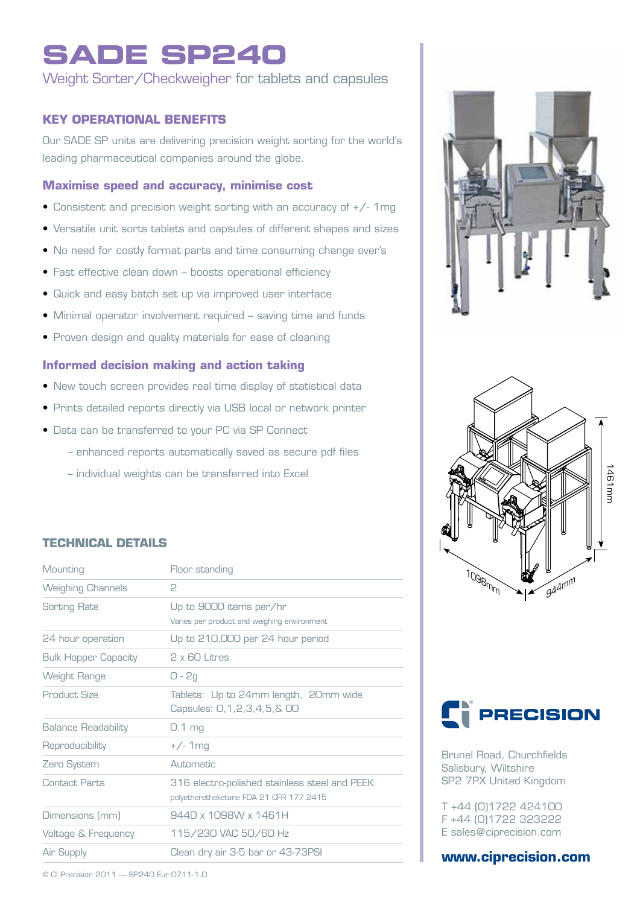# SADE SP240

Weight Sorter/Checkweigher for tablets and capsules

## KEY OPERATIONAL BENEFITS

Our SADE SP units are delivering precision weight sorting for the world's leading pharmaceutical companies around the globe.

### Maximise speed and accuracy, minimise cost

- Consistent and precision weight sorting with an accuracy of +/- 1mg
- Versatile unit sorts tablets and capsules of different shapes and sizes
- No need for costly format parts and time consuming change over's
- Fast effective clean down – boosts operational efficiency
- Quick and easy batch set up via improved user interface
- Minimal operator involvement required – saving time and funds
- Proven design and quality materials for ease of cleaning

### Informed decision making and action taking

- New touch screen provides real time display of statistical data
- Prints detailed reports directly via USB local or network printer
- Data can be transferred to your PC via SP Connect
  - enhanced reports automatically saved as secure pdf files
  - individual weights can be transferred into Excel

## TECHNICAL DETAILS

| | |
|---|---|
| Mounting | Floor standing |
| Weighing Channels | 2 |
| Sorting Rate | Up to 9000 items per/hr<br>Varies per product and weighing environment |
| 24 hour operation | Up to 210,000 per 24 hour period |
| Bulk Hopper Capacity | 2 x 60 Litres |
| Weight Range | 0 - 2g |
| Product Size | Tablets: Up to 24mm length, 20mm wide<br>Capsules: 0,1,2,3,4,5,& 00 |
| Balance Readability | 0.1 mg |
| Reproducibility | +/- 1mg |
| Zero System | Automatic |
| Contact Parts | 316 electro-polished stainless steel and PEEK<br>polyetheretheketone FDA 21 CFR 177.2415 |
| Dimensions (mm) | 944D x 1098W x 1461H |
| Voltage & Frequency | 115/230 VAC 50/60 Hz |
| Air Supply | Clean dry air 3-5 bar or 43-73PSI |

1461mm
1098mm
944mm

PRECISION

Brunel Road, Churchfields
Salisbury, Wiltshire
SP2 7PX United Kingdom

T +44 (0)1722 424100
F +44 (0)1722 323222
E sales@ciprecision.com

**www.ciprecision.com**

© CI Precision 2011 — SP240 Eur 0711-1.0